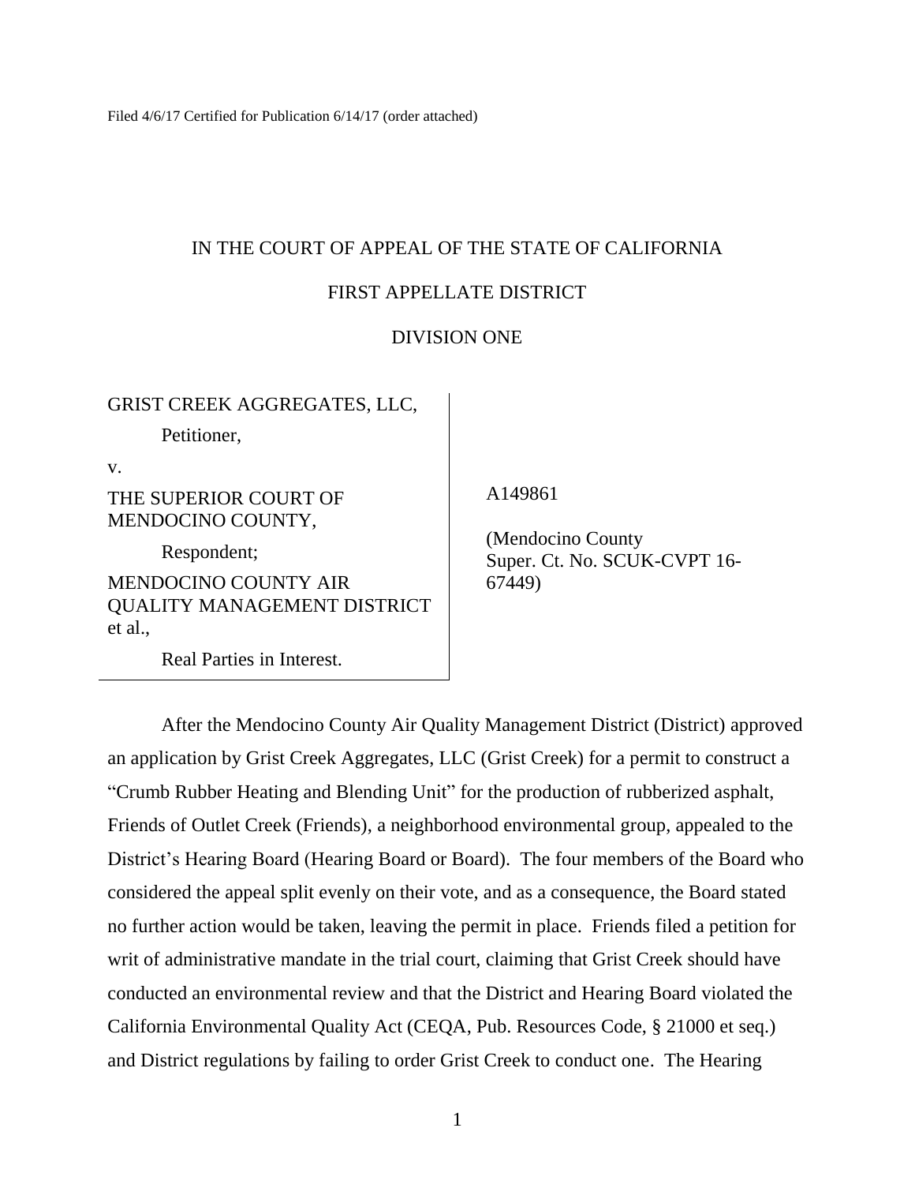Filed 4/6/17 Certified for Publication 6/14/17 (order attached)

IN THE COURT OF APPEAL OF THE STATE OF CALIFORNIA

FIRST APPELLATE DISTRICT

DIVISION ONE

GRIST CREEK AGGREGATES, LLC,

Petitioner,

v.

THE SUPERIOR COURT OF MENDOCINO COUNTY,

Respondent;

MENDOCINO COUNTY AIR QUALITY MANAGEMENT DISTRICT et al.,

Real Parties in Interest.

A149861

(Mendocino County Super. Ct. No. SCUK-CVPT 16-67449)

After the Mendocino County Air Quality Management District (District) approved an application by Grist Creek Aggregates, LLC (Grist Creek) for a permit to construct a "Crumb Rubber Heating and Blending Unit" for the production of rubberized asphalt, Friends of Outlet Creek (Friends), a neighborhood environmental group, appealed to the District's Hearing Board (Hearing Board or Board). The four members of the Board who considered the appeal split evenly on their vote, and as a consequence, the Board stated no further action would be taken, leaving the permit in place. Friends filed a petition for writ of administrative mandate in the trial court, claiming that Grist Creek should have conducted an environmental review and that the District and Hearing Board violated the California Environmental Quality Act (CEQA, Pub. Resources Code, § 21000 et seq.) and District regulations by failing to order Grist Creek to conduct one. The Hearing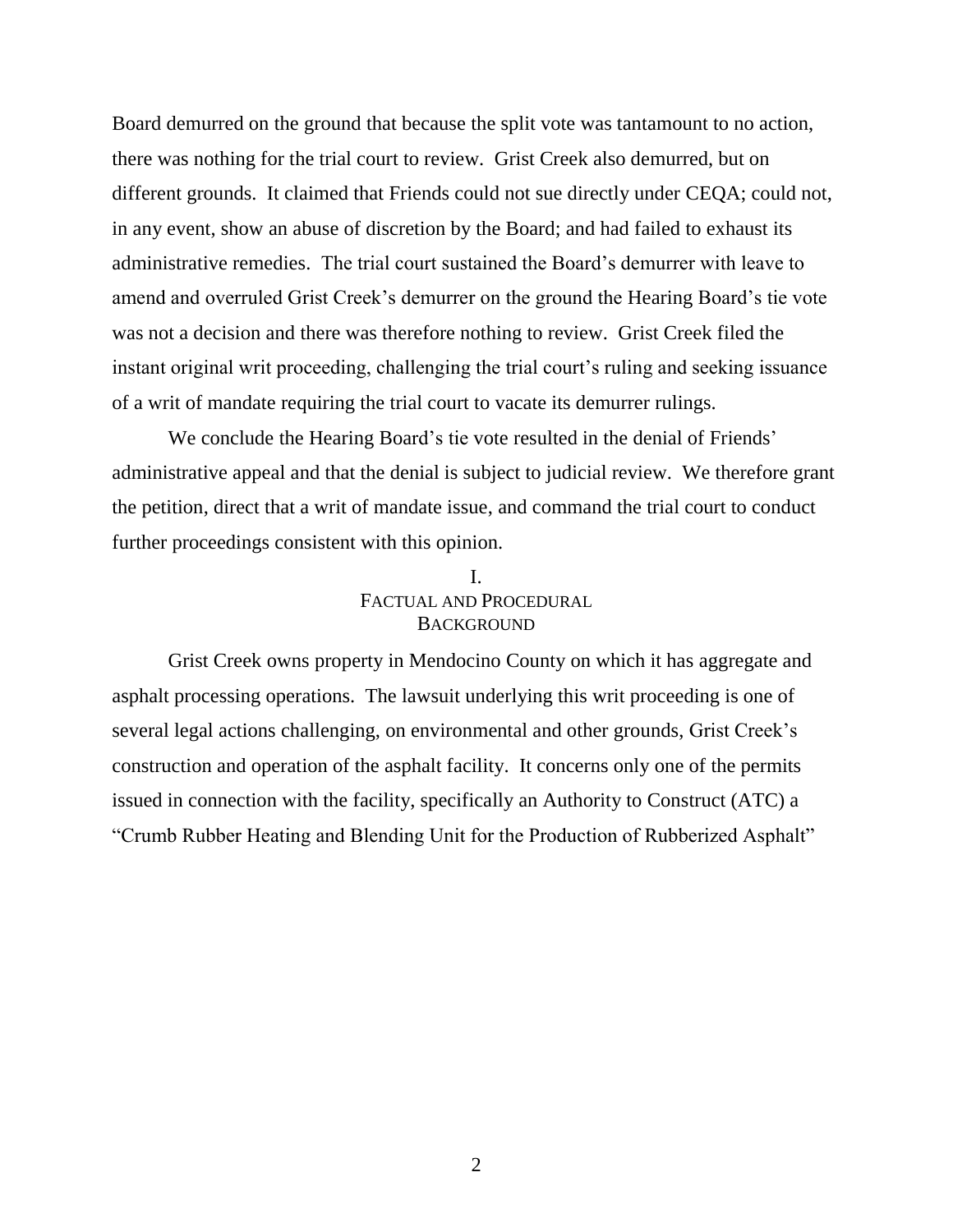Board demurred on the ground that because the split vote was tantamount to no action, there was nothing for the trial court to review. Grist Creek also demurred, but on different grounds. It claimed that Friends could not sue directly under CEQA; could not, in any event, show an abuse of discretion by the Board; and had failed to exhaust its administrative remedies. The trial court sustained the Board's demurrer with leave to amend and overruled Grist Creek's demurrer on the ground the Hearing Board's tie vote was not a decision and there was therefore nothing to review. Grist Creek filed the instant original writ proceeding, challenging the trial court's ruling and seeking issuance of a writ of mandate requiring the trial court to vacate its demurrer rulings.

We conclude the Hearing Board's tie vote resulted in the denial of Friends' administrative appeal and that the denial is subject to judicial review. We therefore grant the petition, direct that a writ of mandate issue, and command the trial court to conduct further proceedings consistent with this opinion.

## I.
## FACTUAL AND PROCEDURAL BACKGROUND

Grist Creek owns property in Mendocino County on which it has aggregate and asphalt processing operations. The lawsuit underlying this writ proceeding is one of several legal actions challenging, on environmental and other grounds, Grist Creek's construction and operation of the asphalt facility. It concerns only one of the permits issued in connection with the facility, specifically an Authority to Construct (ATC) a "Crumb Rubber Heating and Blending Unit for the Production of Rubberized Asphalt"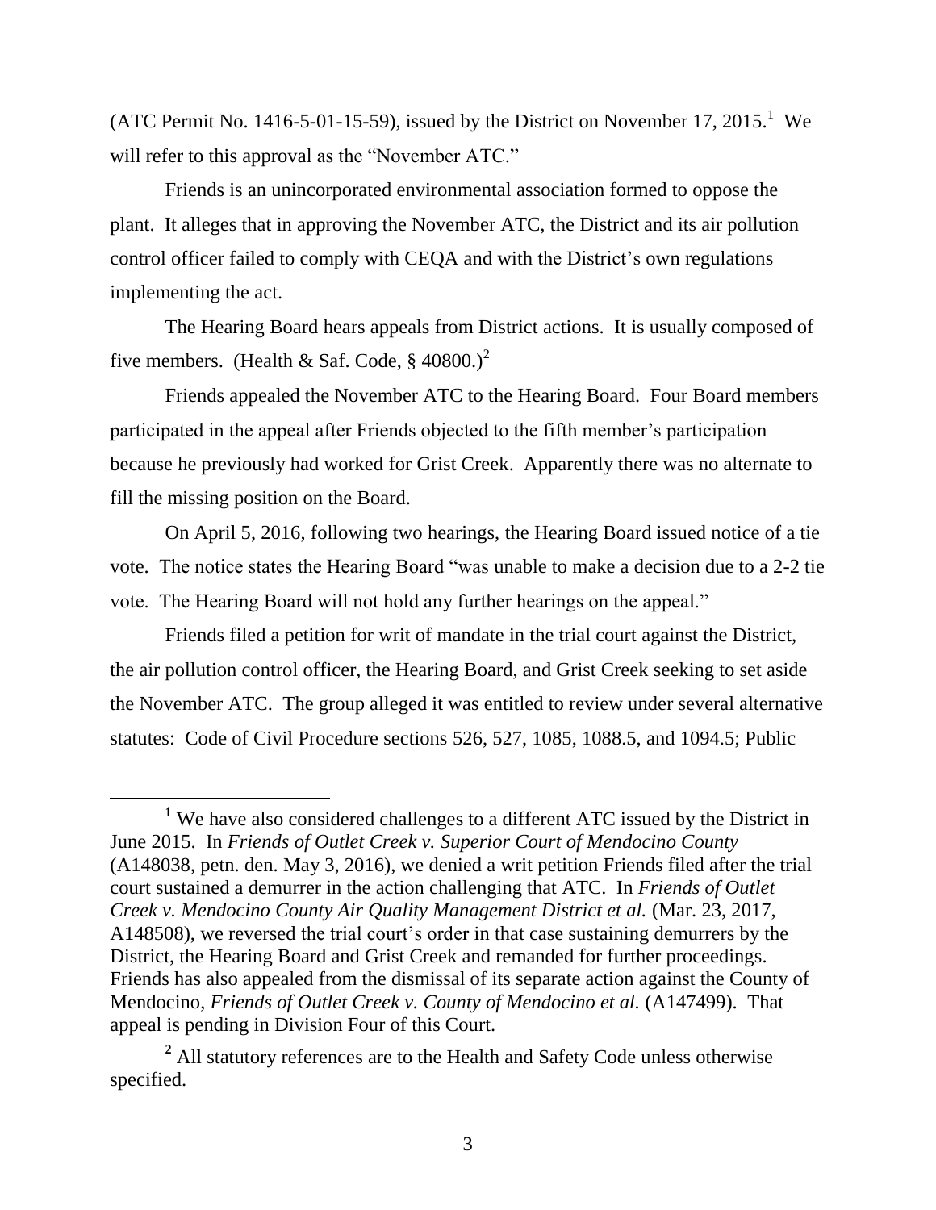(ATC Permit No. 1416-5-01-15-59), issued by the District on November 17, 2015.[1] We will refer to this approval as the "November ATC."

Friends is an unincorporated environmental association formed to oppose the plant. It alleges that in approving the November ATC, the District and its air pollution control officer failed to comply with CEQA and with the District's own regulations implementing the act.

The Hearing Board hears appeals from District actions. It is usually composed of five members. (Health & Saf. Code, § 40800.)[2]

Friends appealed the November ATC to the Hearing Board. Four Board members participated in the appeal after Friends objected to the fifth member's participation because he previously had worked for Grist Creek. Apparently there was no alternate to fill the missing position on the Board.

On April 5, 2016, following two hearings, the Hearing Board issued notice of a tie vote. The notice states the Hearing Board "was unable to make a decision due to a 2-2 tie vote. The Hearing Board will not hold any further hearings on the appeal."

Friends filed a petition for writ of mandate in the trial court against the District, the air pollution control officer, the Hearing Board, and Grist Creek seeking to set aside the November ATC. The group alleged it was entitled to review under several alternative statutes: Code of Civil Procedure sections 526, 527, 1085, 1088.5, and 1094.5; Public

---

[1] We have also considered challenges to a different ATC issued by the District in June 2015. In *Friends of Outlet Creek v. Superior Court of Mendocino County* (A148038, petn. den. May 3, 2016), we denied a writ petition Friends filed after the trial court sustained a demurrer in the action challenging that ATC. In *Friends of Outlet Creek v. Mendocino County Air Quality Management District et al.* (Mar. 23, 2017, A148508), we reversed the trial court's order in that case sustaining demurrers by the District, the Hearing Board and Grist Creek and remanded for further proceedings. Friends has also appealed from the dismissal of its separate action against the County of Mendocino, *Friends of Outlet Creek v. County of Mendocino et al.* (A147499). That appeal is pending in Division Four of this Court.

[2] All statutory references are to the Health and Safety Code unless otherwise specified.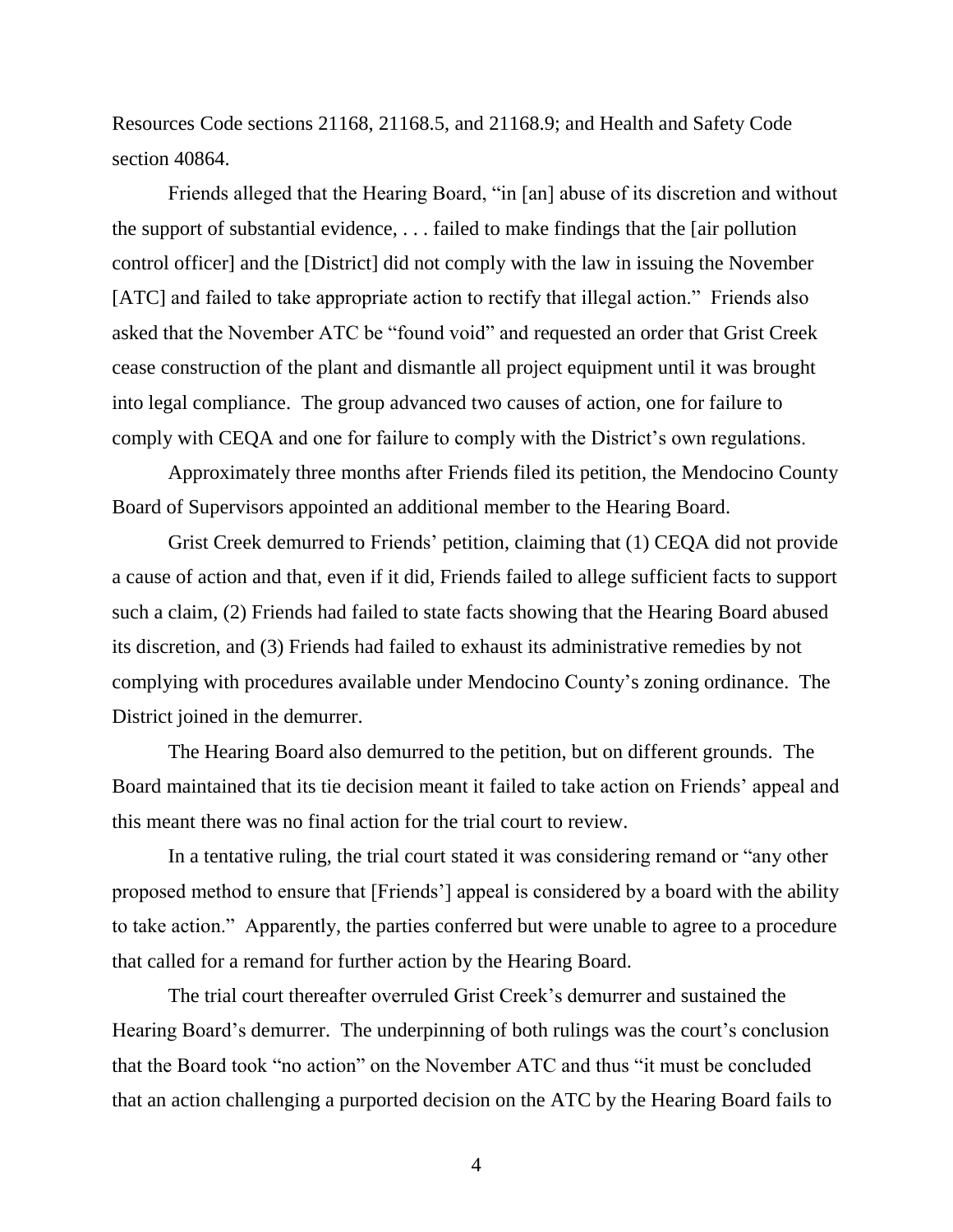Resources Code sections 21168, 21168.5, and 21168.9; and Health and Safety Code section 40864.

Friends alleged that the Hearing Board, "in [an] abuse of its discretion and without the support of substantial evidence, . . . failed to make findings that the [air pollution control officer] and the [District] did not comply with the law in issuing the November [ATC] and failed to take appropriate action to rectify that illegal action." Friends also asked that the November ATC be "found void" and requested an order that Grist Creek cease construction of the plant and dismantle all project equipment until it was brought into legal compliance. The group advanced two causes of action, one for failure to comply with CEQA and one for failure to comply with the District's own regulations.

Approximately three months after Friends filed its petition, the Mendocino County Board of Supervisors appointed an additional member to the Hearing Board.

Grist Creek demurred to Friends' petition, claiming that (1) CEQA did not provide a cause of action and that, even if it did, Friends failed to allege sufficient facts to support such a claim, (2) Friends had failed to state facts showing that the Hearing Board abused its discretion, and (3) Friends had failed to exhaust its administrative remedies by not complying with procedures available under Mendocino County's zoning ordinance. The District joined in the demurrer.

The Hearing Board also demurred to the petition, but on different grounds. The Board maintained that its tie decision meant it failed to take action on Friends' appeal and this meant there was no final action for the trial court to review.

In a tentative ruling, the trial court stated it was considering remand or "any other proposed method to ensure that [Friends'] appeal is considered by a board with the ability to take action." Apparently, the parties conferred but were unable to agree to a procedure that called for a remand for further action by the Hearing Board.

The trial court thereafter overruled Grist Creek's demurrer and sustained the Hearing Board's demurrer. The underpinning of both rulings was the court's conclusion that the Board took "no action" on the November ATC and thus "it must be concluded that an action challenging a purported decision on the ATC by the Hearing Board fails to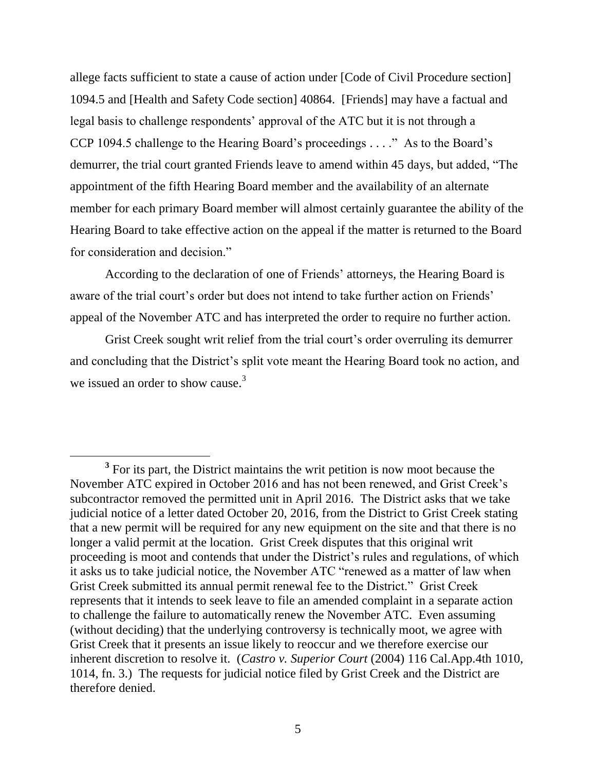allege facts sufficient to state a cause of action under [Code of Civil Procedure section] 1094.5 and [Health and Safety Code section] 40864. [Friends] may have a factual and legal basis to challenge respondents' approval of the ATC but it is not through a CCP 1094.5 challenge to the Hearing Board's proceedings . . . ." As to the Board's demurrer, the trial court granted Friends leave to amend within 45 days, but added, "The appointment of the fifth Hearing Board member and the availability of an alternate member for each primary Board member will almost certainly guarantee the ability of the Hearing Board to take effective action on the appeal if the matter is returned to the Board for consideration and decision."

According to the declaration of one of Friends' attorneys, the Hearing Board is aware of the trial court's order but does not intend to take further action on Friends' appeal of the November ATC and has interpreted the order to require no further action.

Grist Creek sought writ relief from the trial court's order overruling its demurrer and concluding that the District's split vote meant the Hearing Board took no action, and we issued an order to show cause.[3]

---

[3] For its part, the District maintains the writ petition is now moot because the November ATC expired in October 2016 and has not been renewed, and Grist Creek's subcontractor removed the permitted unit in April 2016. The District asks that we take judicial notice of a letter dated October 20, 2016, from the District to Grist Creek stating that a new permit will be required for any new equipment on the site and that there is no longer a valid permit at the location. Grist Creek disputes that this original writ proceeding is moot and contends that under the District's rules and regulations, of which it asks us to take judicial notice, the November ATC "renewed as a matter of law when Grist Creek submitted its annual permit renewal fee to the District." Grist Creek represents that it intends to seek leave to file an amended complaint in a separate action to challenge the failure to automatically renew the November ATC. Even assuming (without deciding) that the underlying controversy is technically moot, we agree with Grist Creek that it presents an issue likely to reoccur and we therefore exercise our inherent discretion to resolve it. (*Castro v. Superior Court* (2004) 116 Cal.App.4th 1010, 1014, fn. 3.) The requests for judicial notice filed by Grist Creek and the District are therefore denied.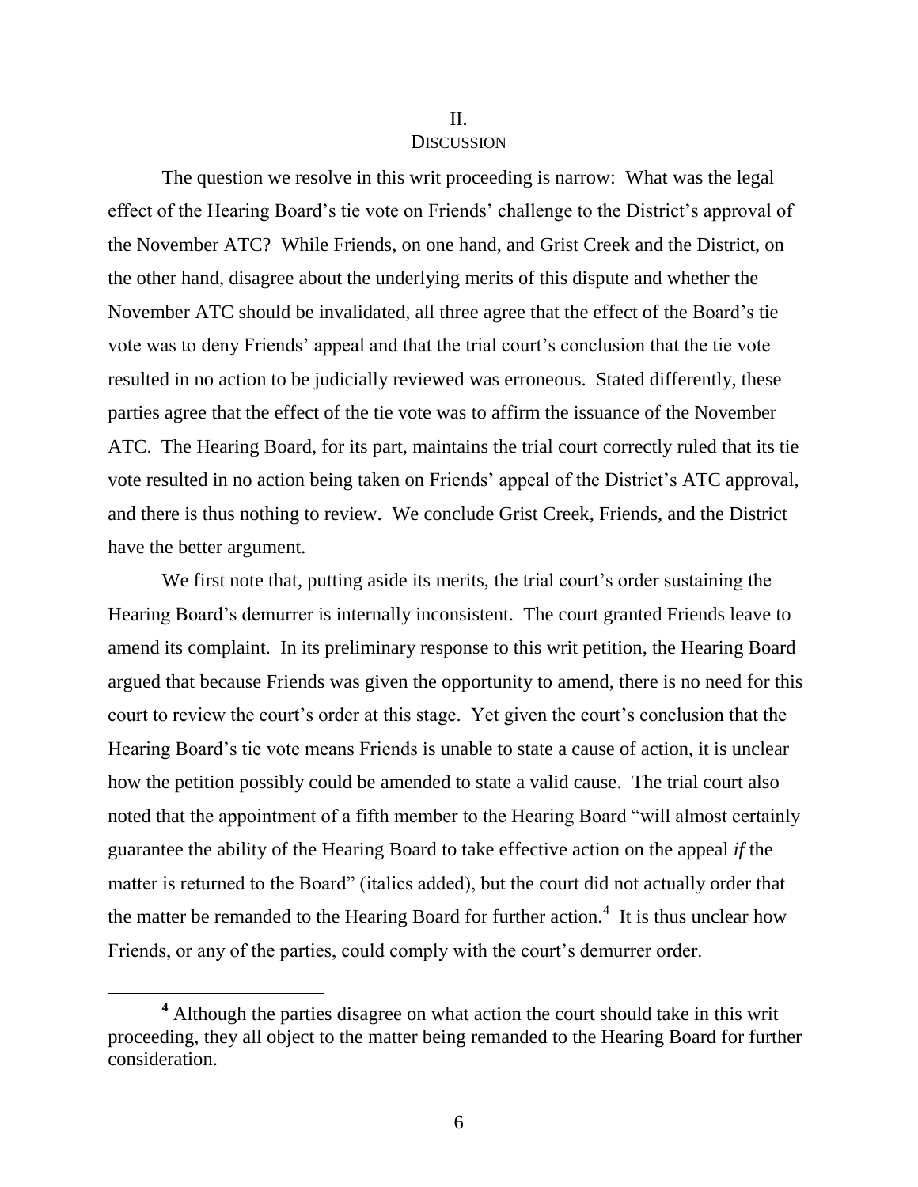## II.
## DISCUSSION

The question we resolve in this writ proceeding is narrow: What was the legal effect of the Hearing Board's tie vote on Friends' challenge to the District's approval of the November ATC? While Friends, on one hand, and Grist Creek and the District, on the other hand, disagree about the underlying merits of this dispute and whether the November ATC should be invalidated, all three agree that the effect of the Board's tie vote was to deny Friends' appeal and that the trial court's conclusion that the tie vote resulted in no action to be judicially reviewed was erroneous. Stated differently, these parties agree that the effect of the tie vote was to affirm the issuance of the November ATC. The Hearing Board, for its part, maintains the trial court correctly ruled that its tie vote resulted in no action being taken on Friends' appeal of the District's ATC approval, and there is thus nothing to review. We conclude Grist Creek, Friends, and the District have the better argument.

We first note that, putting aside its merits, the trial court's order sustaining the Hearing Board's demurrer is internally inconsistent. The court granted Friends leave to amend its complaint. In its preliminary response to this writ petition, the Hearing Board argued that because Friends was given the opportunity to amend, there is no need for this court to review the court's order at this stage. Yet given the court's conclusion that the Hearing Board's tie vote means Friends is unable to state a cause of action, it is unclear how the petition possibly could be amended to state a valid cause. The trial court also noted that the appointment of a fifth member to the Hearing Board "will almost certainly guarantee the ability of the Hearing Board to take effective action on the appeal ***if*** the matter is returned to the Board" (italics added), but the court did not actually order that the matter be remanded to the Hearing Board for further action.[4] It is thus unclear how Friends, or any of the parties, could comply with the court's demurrer order.

---

[4] Although the parties disagree on what action the court should take in this writ proceeding, they all object to the matter being remanded to the Hearing Board for further consideration.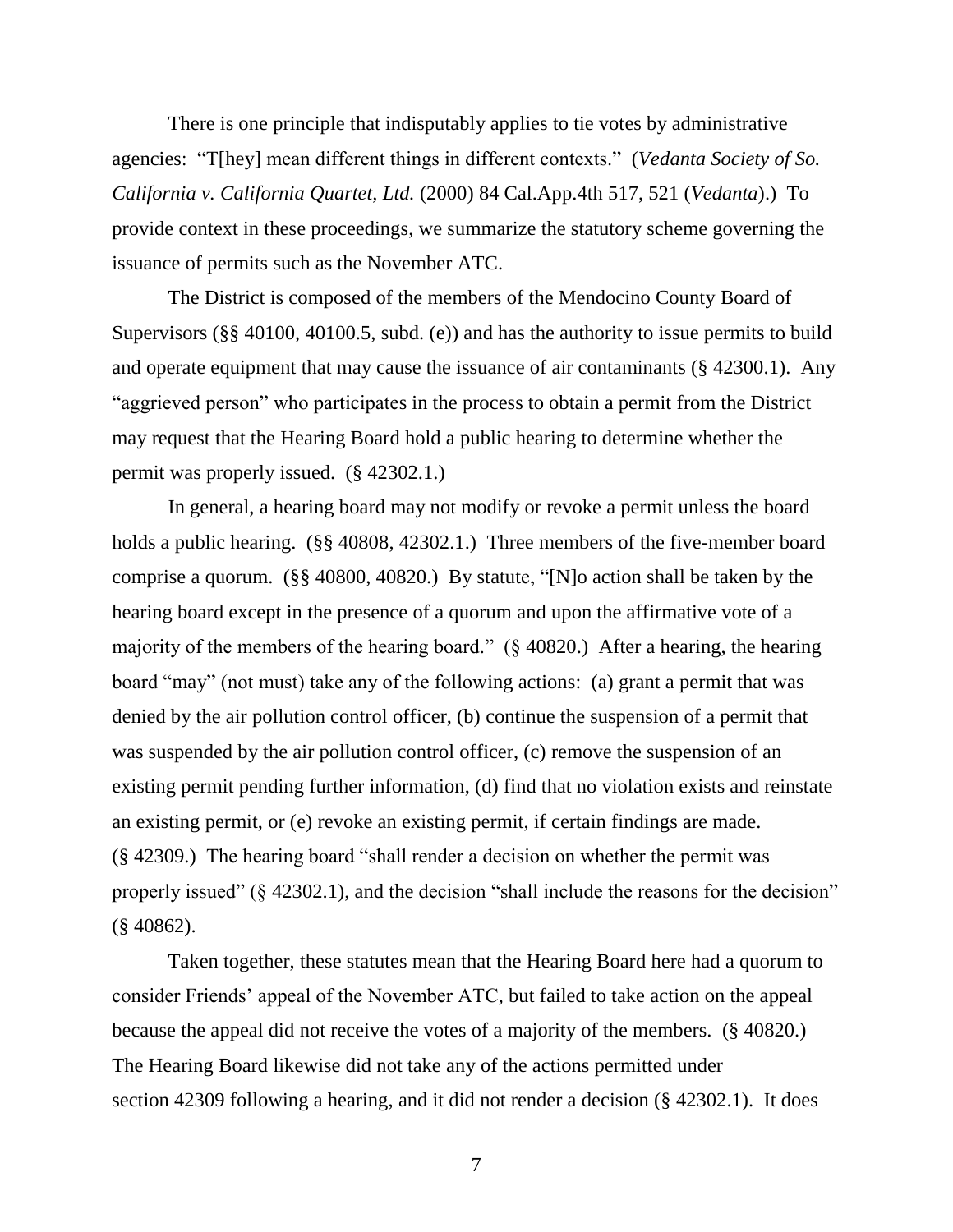There is one principle that indisputably applies to tie votes by administrative agencies: "T[hey] mean different things in different contexts." (*Vedanta Society of So. California v. California Quartet, Ltd.* (2000) 84 Cal.App.4th 517, 521 (*Vedanta*).) To provide context in these proceedings, we summarize the statutory scheme governing the issuance of permits such as the November ATC.

The District is composed of the members of the Mendocino County Board of Supervisors (§§ 40100, 40100.5, subd. (e)) and has the authority to issue permits to build and operate equipment that may cause the issuance of air contaminants (§ 42300.1). Any "aggrieved person" who participates in the process to obtain a permit from the District may request that the Hearing Board hold a public hearing to determine whether the permit was properly issued. (§ 42302.1.)

In general, a hearing board may not modify or revoke a permit unless the board holds a public hearing. (§§ 40808, 42302.1.) Three members of the five-member board comprise a quorum. (§§ 40800, 40820.) By statute, "[N]o action shall be taken by the hearing board except in the presence of a quorum and upon the affirmative vote of a majority of the members of the hearing board." (§ 40820.) After a hearing, the hearing board "may" (not must) take any of the following actions: (a) grant a permit that was denied by the air pollution control officer, (b) continue the suspension of a permit that was suspended by the air pollution control officer, (c) remove the suspension of an existing permit pending further information, (d) find that no violation exists and reinstate an existing permit, or (e) revoke an existing permit, if certain findings are made. (§ 42309.) The hearing board "shall render a decision on whether the permit was properly issued" (§ 42302.1), and the decision "shall include the reasons for the decision" (§ 40862).

Taken together, these statutes mean that the Hearing Board here had a quorum to consider Friends' appeal of the November ATC, but failed to take action on the appeal because the appeal did not receive the votes of a majority of the members. (§ 40820.) The Hearing Board likewise did not take any of the actions permitted under section 42309 following a hearing, and it did not render a decision (§ 42302.1). It does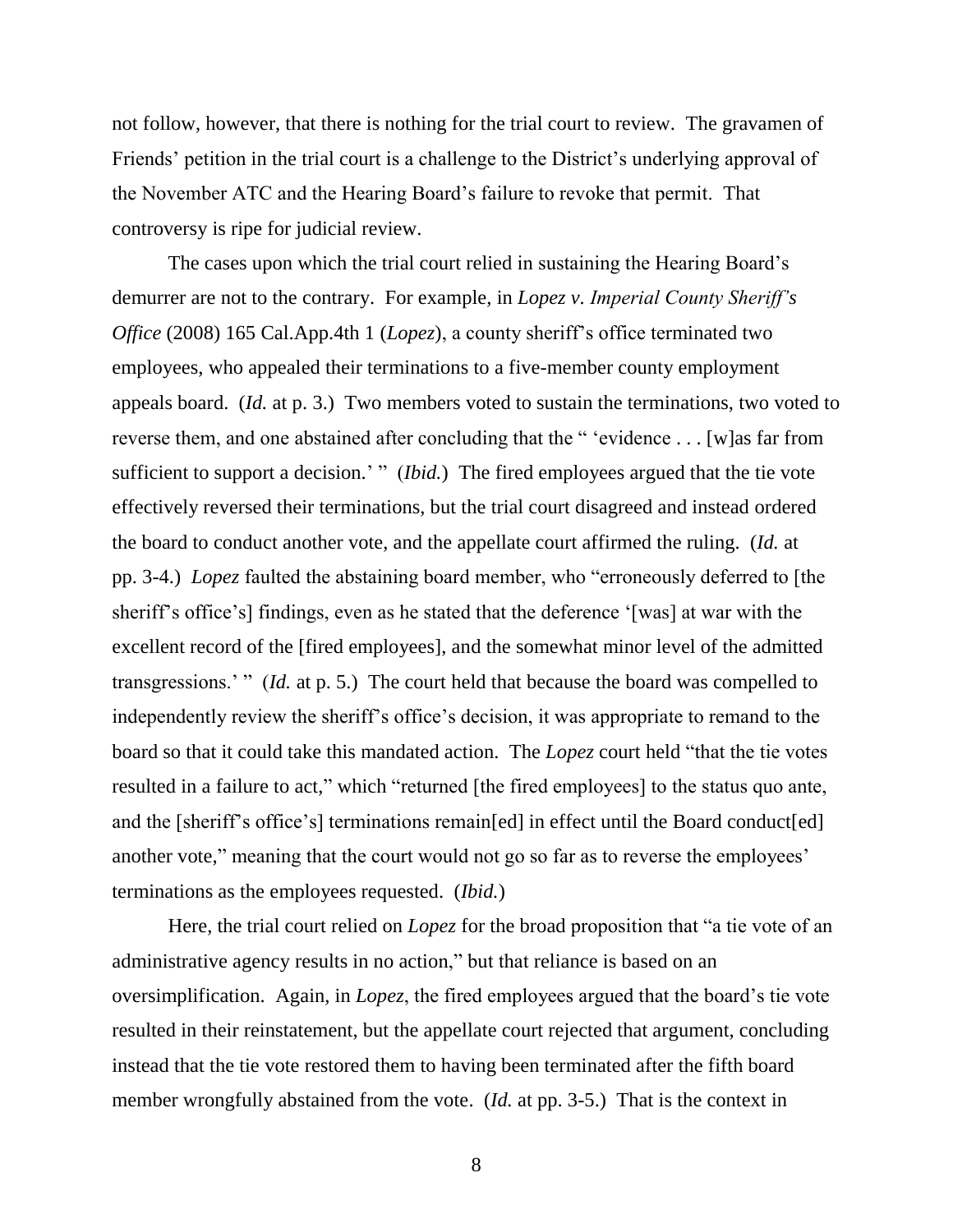not follow, however, that there is nothing for the trial court to review. The gravamen of Friends' petition in the trial court is a challenge to the District's underlying approval of the November ATC and the Hearing Board's failure to revoke that permit. That controversy is ripe for judicial review.

The cases upon which the trial court relied in sustaining the Hearing Board's demurrer are not to the contrary. For example, in *Lopez v. Imperial County Sheriff's Office* (2008) 165 Cal.App.4th 1 (*Lopez*), a county sheriff's office terminated two employees, who appealed their terminations to a five-member county employment appeals board. (*Id.* at p. 3.) Two members voted to sustain the terminations, two voted to reverse them, and one abstained after concluding that the " 'evidence . . . [w]as far from sufficient to support a decision.' " (*Ibid.*) The fired employees argued that the tie vote effectively reversed their terminations, but the trial court disagreed and instead ordered the board to conduct another vote, and the appellate court affirmed the ruling. (*Id.* at pp. 3-4.) *Lopez* faulted the abstaining board member, who "erroneously deferred to [the sheriff's office's] findings, even as he stated that the deference '[was] at war with the excellent record of the [fired employees], and the somewhat minor level of the admitted transgressions.' " (*Id.* at p. 5.) The court held that because the board was compelled to independently review the sheriff's office's decision, it was appropriate to remand to the board so that it could take this mandated action. The *Lopez* court held "that the tie votes resulted in a failure to act," which "returned [the fired employees] to the status quo ante, and the [sheriff's office's] terminations remain[ed] in effect until the Board conduct[ed] another vote," meaning that the court would not go so far as to reverse the employees' terminations as the employees requested. (*Ibid.*)

Here, the trial court relied on *Lopez* for the broad proposition that "a tie vote of an administrative agency results in no action," but that reliance is based on an oversimplification. Again, in *Lopez*, the fired employees argued that the board's tie vote resulted in their reinstatement, but the appellate court rejected that argument, concluding instead that the tie vote restored them to having been terminated after the fifth board member wrongfully abstained from the vote. (*Id.* at pp. 3-5.) That is the context in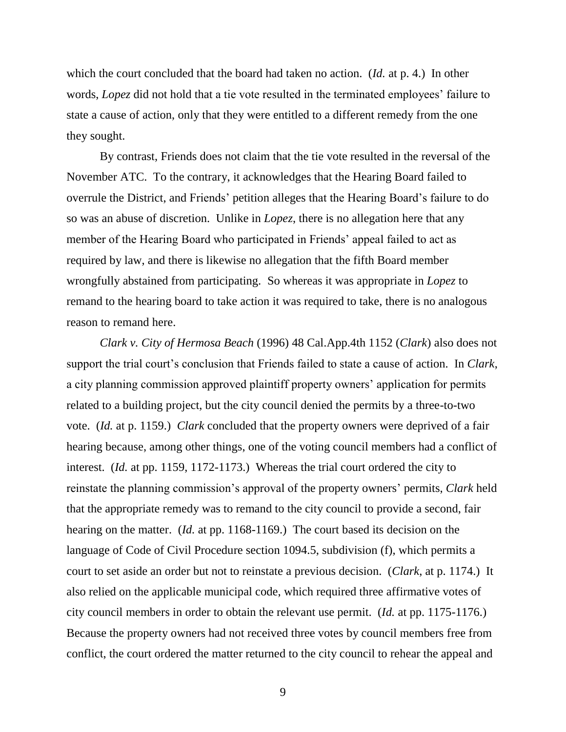which the court concluded that the board had taken no action. (*Id.* at p. 4.) In other words, *Lopez* did not hold that a tie vote resulted in the terminated employees' failure to state a cause of action, only that they were entitled to a different remedy from the one they sought.

By contrast, Friends does not claim that the tie vote resulted in the reversal of the November ATC. To the contrary, it acknowledges that the Hearing Board failed to overrule the District, and Friends' petition alleges that the Hearing Board's failure to do so was an abuse of discretion. Unlike in *Lopez*, there is no allegation here that any member of the Hearing Board who participated in Friends' appeal failed to act as required by law, and there is likewise no allegation that the fifth Board member wrongfully abstained from participating. So whereas it was appropriate in *Lopez* to remand to the hearing board to take action it was required to take, there is no analogous reason to remand here.

*Clark v. City of Hermosa Beach* (1996) 48 Cal.App.4th 1152 (*Clark*) also does not support the trial court's conclusion that Friends failed to state a cause of action. In *Clark*, a city planning commission approved plaintiff property owners' application for permits related to a building project, but the city council denied the permits by a three-to-two vote. (*Id.* at p. 1159.) *Clark* concluded that the property owners were deprived of a fair hearing because, among other things, one of the voting council members had a conflict of interest. (*Id.* at pp. 1159, 1172-1173.) Whereas the trial court ordered the city to reinstate the planning commission's approval of the property owners' permits, *Clark* held that the appropriate remedy was to remand to the city council to provide a second, fair hearing on the matter. (*Id.* at pp. 1168-1169.) The court based its decision on the language of Code of Civil Procedure section 1094.5, subdivision (f), which permits a court to set aside an order but not to reinstate a previous decision. (*Clark*, at p. 1174.) It also relied on the applicable municipal code, which required three affirmative votes of city council members in order to obtain the relevant use permit. (*Id.* at pp. 1175-1176.) Because the property owners had not received three votes by council members free from conflict, the court ordered the matter returned to the city council to rehear the appeal and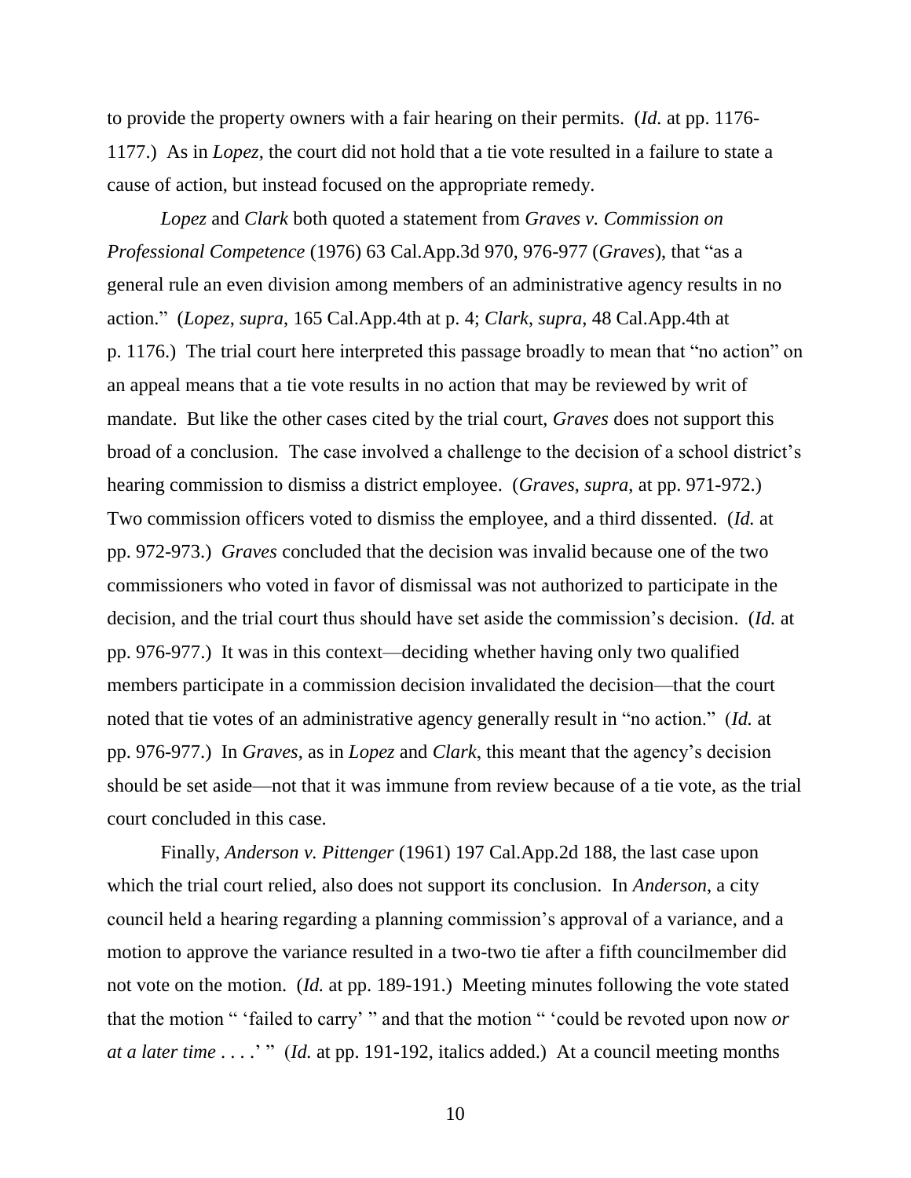to provide the property owners with a fair hearing on their permits. (*Id.* at pp. 1176-1177.) As in *Lopez*, the court did not hold that a tie vote resulted in a failure to state a cause of action, but instead focused on the appropriate remedy.

*Lopez* and *Clark* both quoted a statement from *Graves v. Commission on Professional Competence* (1976) 63 Cal.App.3d 970, 976-977 (*Graves*), that "as a general rule an even division among members of an administrative agency results in no action." (*Lopez*, *supra*, 165 Cal.App.4th at p. 4; *Clark*, *supra*, 48 Cal.App.4th at p. 1176.) The trial court here interpreted this passage broadly to mean that "no action" on an appeal means that a tie vote results in no action that may be reviewed by writ of mandate. But like the other cases cited by the trial court, *Graves* does not support this broad of a conclusion. The case involved a challenge to the decision of a school district's hearing commission to dismiss a district employee. (*Graves*, *supra*, at pp. 971-972.) Two commission officers voted to dismiss the employee, and a third dissented. (*Id.* at pp. 972-973.) *Graves* concluded that the decision was invalid because one of the two commissioners who voted in favor of dismissal was not authorized to participate in the decision, and the trial court thus should have set aside the commission's decision. (*Id.* at pp. 976-977.) It was in this context—deciding whether having only two qualified members participate in a commission decision invalidated the decision—that the court noted that tie votes of an administrative agency generally result in "no action." (*Id.* at pp. 976-977.) In *Graves*, as in *Lopez* and *Clark*, this meant that the agency's decision should be set aside—not that it was immune from review because of a tie vote, as the trial court concluded in this case.

Finally, *Anderson v. Pittenger* (1961) 197 Cal.App.2d 188, the last case upon which the trial court relied, also does not support its conclusion. In *Anderson*, a city council held a hearing regarding a planning commission's approval of a variance, and a motion to approve the variance resulted in a two-two tie after a fifth councilmember did not vote on the motion. (*Id.* at pp. 189-191.) Meeting minutes following the vote stated that the motion " 'failed to carry' " and that the motion " 'could be revoted upon now *or at a later time* . . . .' " (*Id.* at pp. 191-192, italics added.) At a council meeting months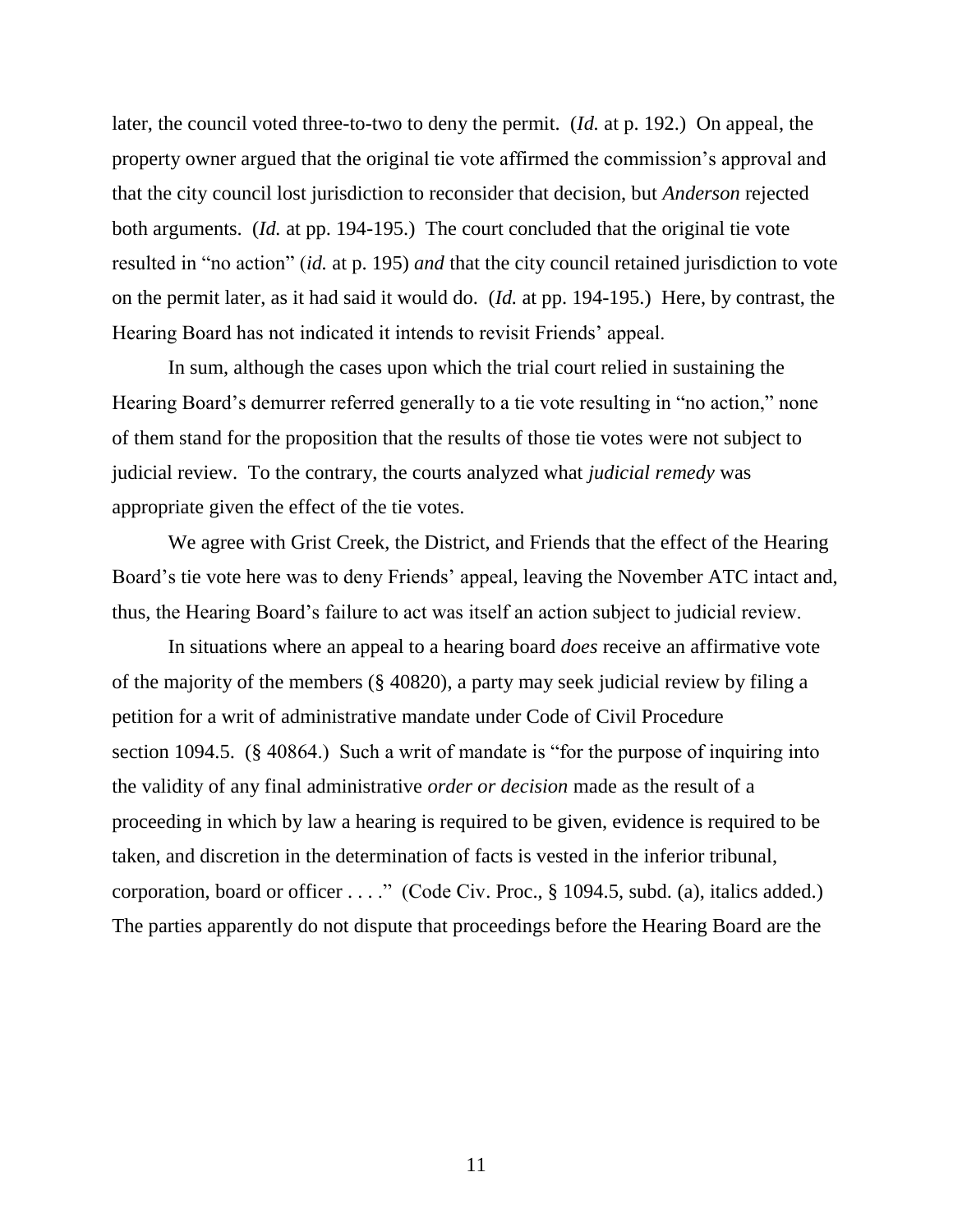later, the council voted three-to-two to deny the permit. (*Id.* at p. 192.) On appeal, the property owner argued that the original tie vote affirmed the commission's approval and that the city council lost jurisdiction to reconsider that decision, but *Anderson* rejected both arguments. (*Id.* at pp. 194-195.) The court concluded that the original tie vote resulted in "no action" (*id.* at p. 195) *and* that the city council retained jurisdiction to vote on the permit later, as it had said it would do. (*Id.* at pp. 194-195.) Here, by contrast, the Hearing Board has not indicated it intends to revisit Friends' appeal.

In sum, although the cases upon which the trial court relied in sustaining the Hearing Board's demurrer referred generally to a tie vote resulting in "no action," none of them stand for the proposition that the results of those tie votes were not subject to judicial review. To the contrary, the courts analyzed what *judicial remedy* was appropriate given the effect of the tie votes.

We agree with Grist Creek, the District, and Friends that the effect of the Hearing Board's tie vote here was to deny Friends' appeal, leaving the November ATC intact and, thus, the Hearing Board's failure to act was itself an action subject to judicial review.

In situations where an appeal to a hearing board *does* receive an affirmative vote of the majority of the members (§ 40820), a party may seek judicial review by filing a petition for a writ of administrative mandate under Code of Civil Procedure section 1094.5. (§ 40864.) Such a writ of mandate is "for the purpose of inquiring into the validity of any final administrative *order or decision* made as the result of a proceeding in which by law a hearing is required to be given, evidence is required to be taken, and discretion in the determination of facts is vested in the inferior tribunal, corporation, board or officer . . . ." (Code Civ. Proc., § 1094.5, subd. (a), italics added.) The parties apparently do not dispute that proceedings before the Hearing Board are the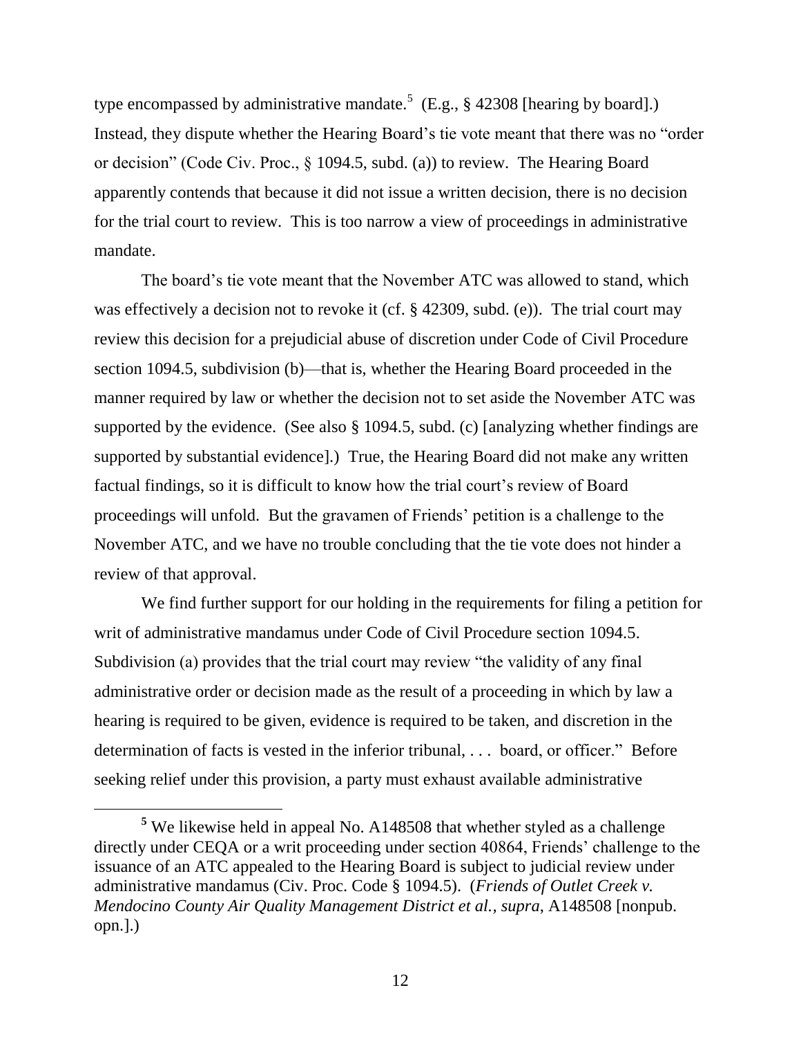type encompassed by administrative mandate.[5] (E.g., § 42308 [hearing by board].) Instead, they dispute whether the Hearing Board's tie vote meant that there was no "order or decision" (Code Civ. Proc., § 1094.5, subd. (a)) to review. The Hearing Board apparently contends that because it did not issue a written decision, there is no decision for the trial court to review. This is too narrow a view of proceedings in administrative mandate.

The board's tie vote meant that the November ATC was allowed to stand, which was effectively a decision not to revoke it (cf. § 42309, subd. (e)). The trial court may review this decision for a prejudicial abuse of discretion under Code of Civil Procedure section 1094.5, subdivision (b)—that is, whether the Hearing Board proceeded in the manner required by law or whether the decision not to set aside the November ATC was supported by the evidence. (See also § 1094.5, subd. (c) [analyzing whether findings are supported by substantial evidence].) True, the Hearing Board did not make any written factual findings, so it is difficult to know how the trial court's review of Board proceedings will unfold. But the gravamen of Friends' petition is a challenge to the November ATC, and we have no trouble concluding that the tie vote does not hinder a review of that approval.

We find further support for our holding in the requirements for filing a petition for writ of administrative mandamus under Code of Civil Procedure section 1094.5. Subdivision (a) provides that the trial court may review "the validity of any final administrative order or decision made as the result of a proceeding in which by law a hearing is required to be given, evidence is required to be taken, and discretion in the determination of facts is vested in the inferior tribunal, . . . board, or officer." Before seeking relief under this provision, a party must exhaust available administrative

---

[5] We likewise held in appeal No. A148508 that whether styled as a challenge directly under CEQA or a writ proceeding under section 40864, Friends' challenge to the issuance of an ATC appealed to the Hearing Board is subject to judicial review under administrative mandamus (Civ. Proc. Code § 1094.5). (*Friends of Outlet Creek v. Mendocino County Air Quality Management District et al.*, *supra*, A148508 [nonpub. opn.].)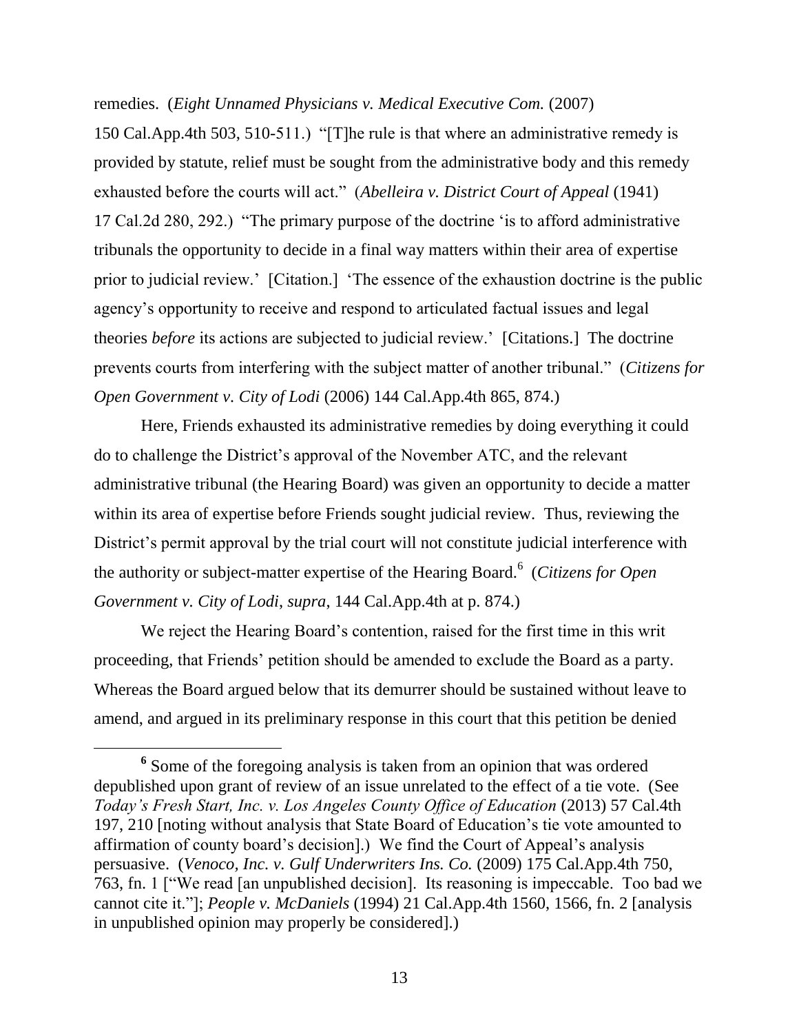remedies. (*Eight Unnamed Physicians v. Medical Executive Com.* (2007) 150 Cal.App.4th 503, 510-511.) "[T]he rule is that where an administrative remedy is provided by statute, relief must be sought from the administrative body and this remedy exhausted before the courts will act." (*Abelleira v. District Court of Appeal* (1941) 17 Cal.2d 280, 292.) "The primary purpose of the doctrine 'is to afford administrative tribunals the opportunity to decide in a final way matters within their area of expertise prior to judicial review.' [Citation.] 'The essence of the exhaustion doctrine is the public agency's opportunity to receive and respond to articulated factual issues and legal theories *before* its actions are subjected to judicial review.' [Citations.] The doctrine prevents courts from interfering with the subject matter of another tribunal." (*Citizens for Open Government v. City of Lodi* (2006) 144 Cal.App.4th 865, 874.)

Here, Friends exhausted its administrative remedies by doing everything it could do to challenge the District's approval of the November ATC, and the relevant administrative tribunal (the Hearing Board) was given an opportunity to decide a matter within its area of expertise before Friends sought judicial review. Thus, reviewing the District's permit approval by the trial court will not constitute judicial interference with the authority or subject-matter expertise of the Hearing Board.[6] (*Citizens for Open Government v. City of Lodi*, *supra*, 144 Cal.App.4th at p. 874.)

We reject the Hearing Board's contention, raised for the first time in this writ proceeding, that Friends' petition should be amended to exclude the Board as a party. Whereas the Board argued below that its demurrer should be sustained without leave to amend, and argued in its preliminary response in this court that this petition be denied

---

[6] Some of the foregoing analysis is taken from an opinion that was ordered depublished upon grant of review of an issue unrelated to the effect of a tie vote. (See *Today's Fresh Start, Inc. v. Los Angeles County Office of Education* (2013) 57 Cal.4th 197, 210 [noting without analysis that State Board of Education's tie vote amounted to affirmation of county board's decision].) We find the Court of Appeal's analysis persuasive. (*Venoco, Inc. v. Gulf Underwriters Ins. Co.* (2009) 175 Cal.App.4th 750, 763, fn. 1 ["We read [an unpublished decision]. Its reasoning is impeccable. Too bad we cannot cite it."]; *People v. McDaniels* (1994) 21 Cal.App.4th 1560, 1566, fn. 2 [analysis in unpublished opinion may properly be considered].)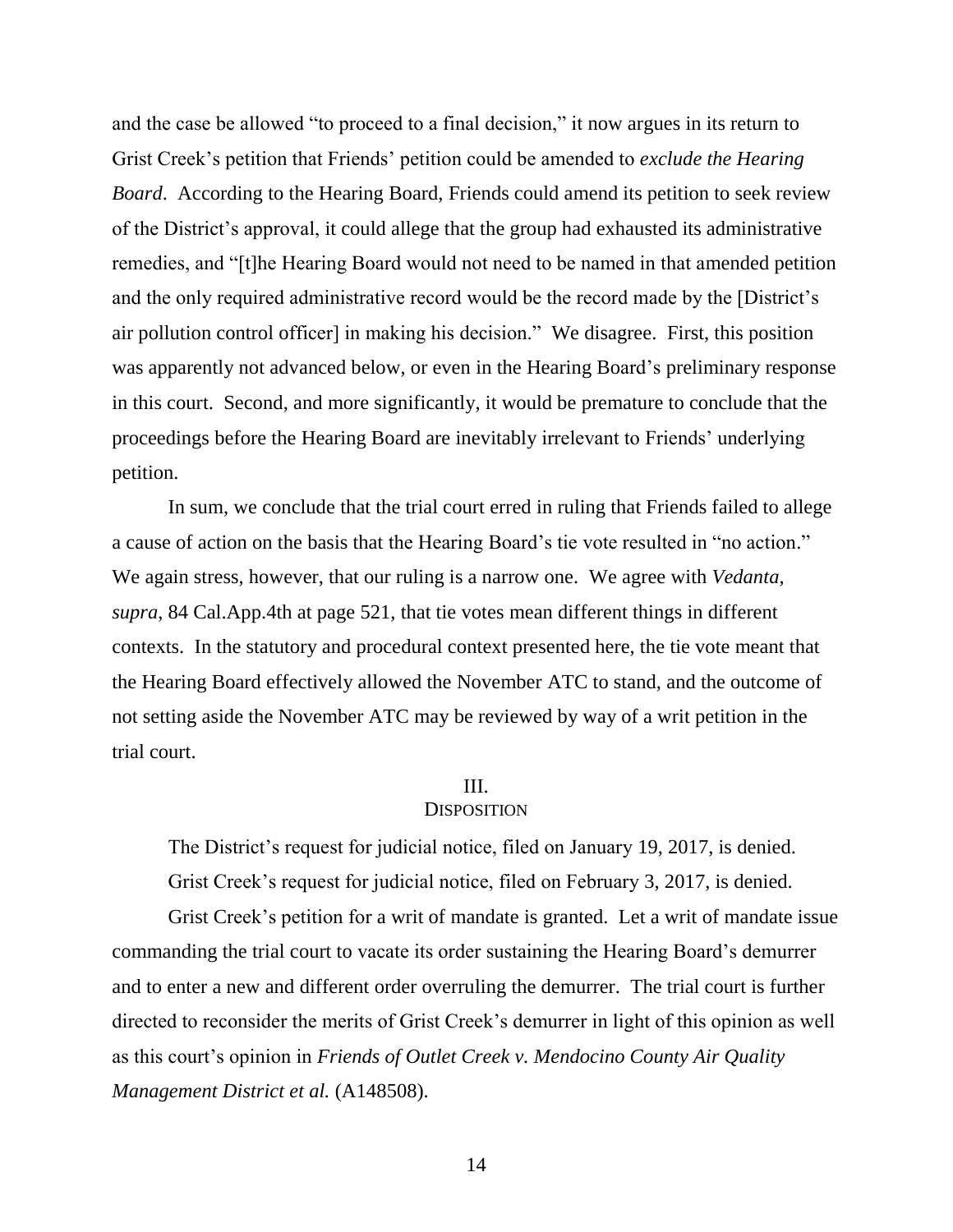and the case be allowed "to proceed to a final decision," it now argues in its return to Grist Creek's petition that Friends' petition could be amended to *exclude the Hearing Board*. According to the Hearing Board, Friends could amend its petition to seek review of the District's approval, it could allege that the group had exhausted its administrative remedies, and "[t]he Hearing Board would not need to be named in that amended petition and the only required administrative record would be the record made by the [District's air pollution control officer] in making his decision." We disagree. First, this position was apparently not advanced below, or even in the Hearing Board's preliminary response in this court. Second, and more significantly, it would be premature to conclude that the proceedings before the Hearing Board are inevitably irrelevant to Friends' underlying petition.

In sum, we conclude that the trial court erred in ruling that Friends failed to allege a cause of action on the basis that the Hearing Board's tie vote resulted in "no action." We again stress, however, that our ruling is a narrow one. We agree with *Vedanta*, *supra*, 84 Cal.App.4th at page 521, that tie votes mean different things in different contexts. In the statutory and procedural context presented here, the tie vote meant that the Hearing Board effectively allowed the November ATC to stand, and the outcome of not setting aside the November ATC may be reviewed by way of a writ petition in the trial court.

## III.
## DISPOSITION

The District's request for judicial notice, filed on January 19, 2017, is denied.

Grist Creek's request for judicial notice, filed on February 3, 2017, is denied.

Grist Creek's petition for a writ of mandate is granted. Let a writ of mandate issue commanding the trial court to vacate its order sustaining the Hearing Board's demurrer and to enter a new and different order overruling the demurrer. The trial court is further directed to reconsider the merits of Grist Creek's demurrer in light of this opinion as well as this court's opinion in *Friends of Outlet Creek v. Mendocino County Air Quality Management District et al.* (A148508).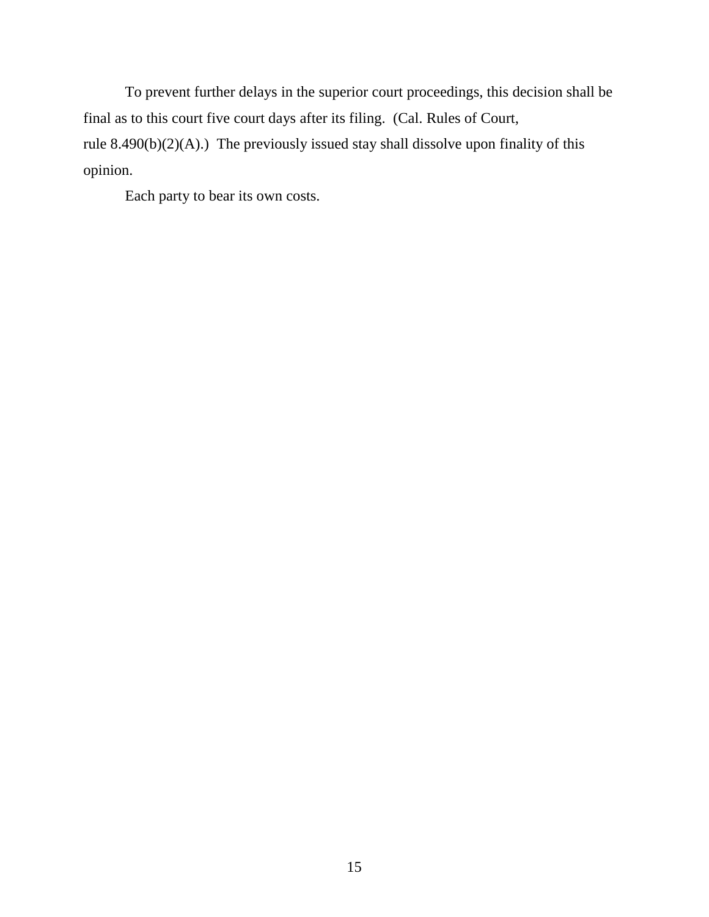To prevent further delays in the superior court proceedings, this decision shall be final as to this court five court days after its filing. (Cal. Rules of Court, rule 8.490(b)(2)(A).) The previously issued stay shall dissolve upon finality of this opinion.

Each party to bear its own costs.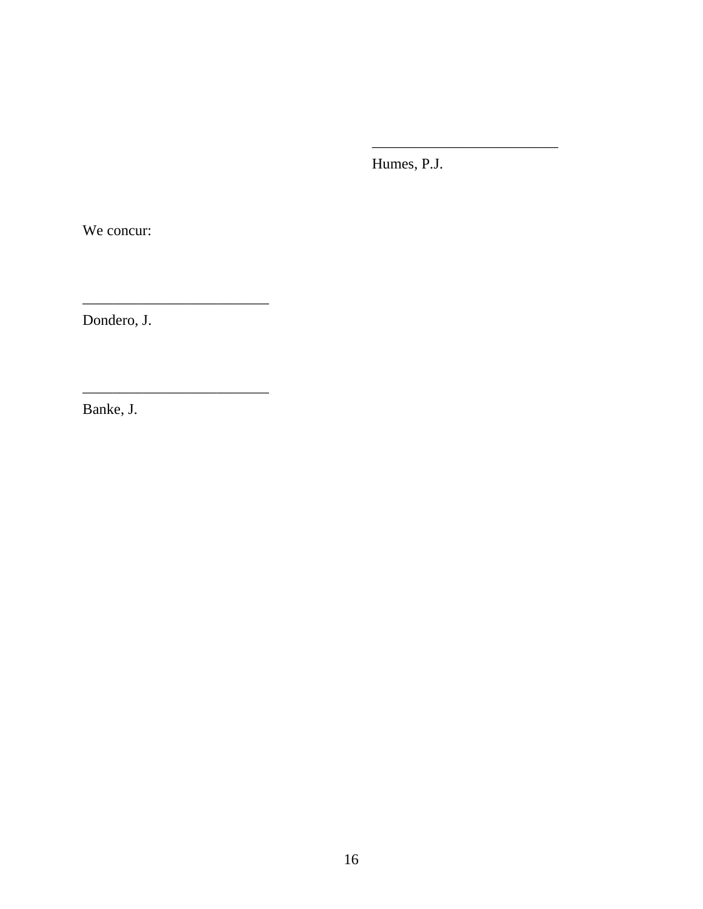_________________________
Humes, P.J.

We concur:

_________________________
Dondero, J.

_________________________
Banke, J.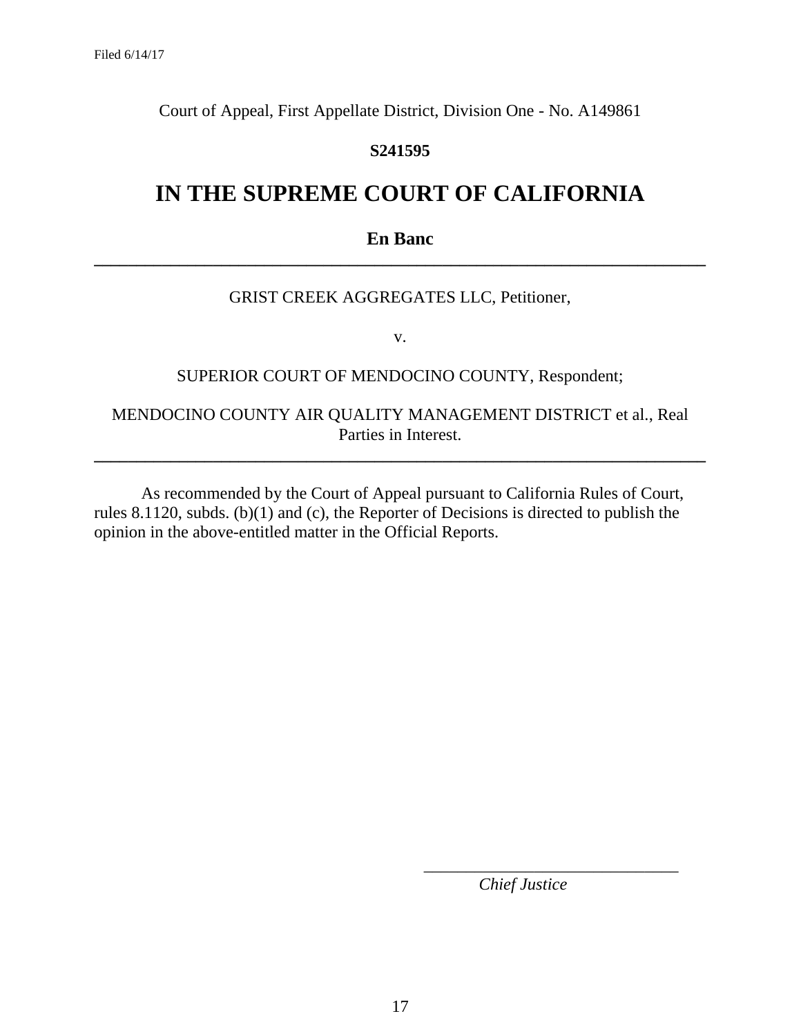Filed 6/14/17

Court of Appeal, First Appellate District, Division One - No. A149861

**S241595**

# IN THE SUPREME COURT OF CALIFORNIA

**En Banc**

---

GRIST CREEK AGGREGATES LLC, Petitioner,

v.

SUPERIOR COURT OF MENDOCINO COUNTY, Respondent;

MENDOCINO COUNTY AIR QUALITY MANAGEMENT DISTRICT et al., Real Parties in Interest.

---

As recommended by the Court of Appeal pursuant to California Rules of Court, rules 8.1120, subds. (b)(1) and (c), the Reporter of Decisions is directed to publish the opinion in the above-entitled matter in the Official Reports.

\_\_\_\_\_\_\_\_\_\_\_\_\_\_\_\_\_\_\_\_\_\_\_\_\_\_\_\_\_\_

*Chief Justice*